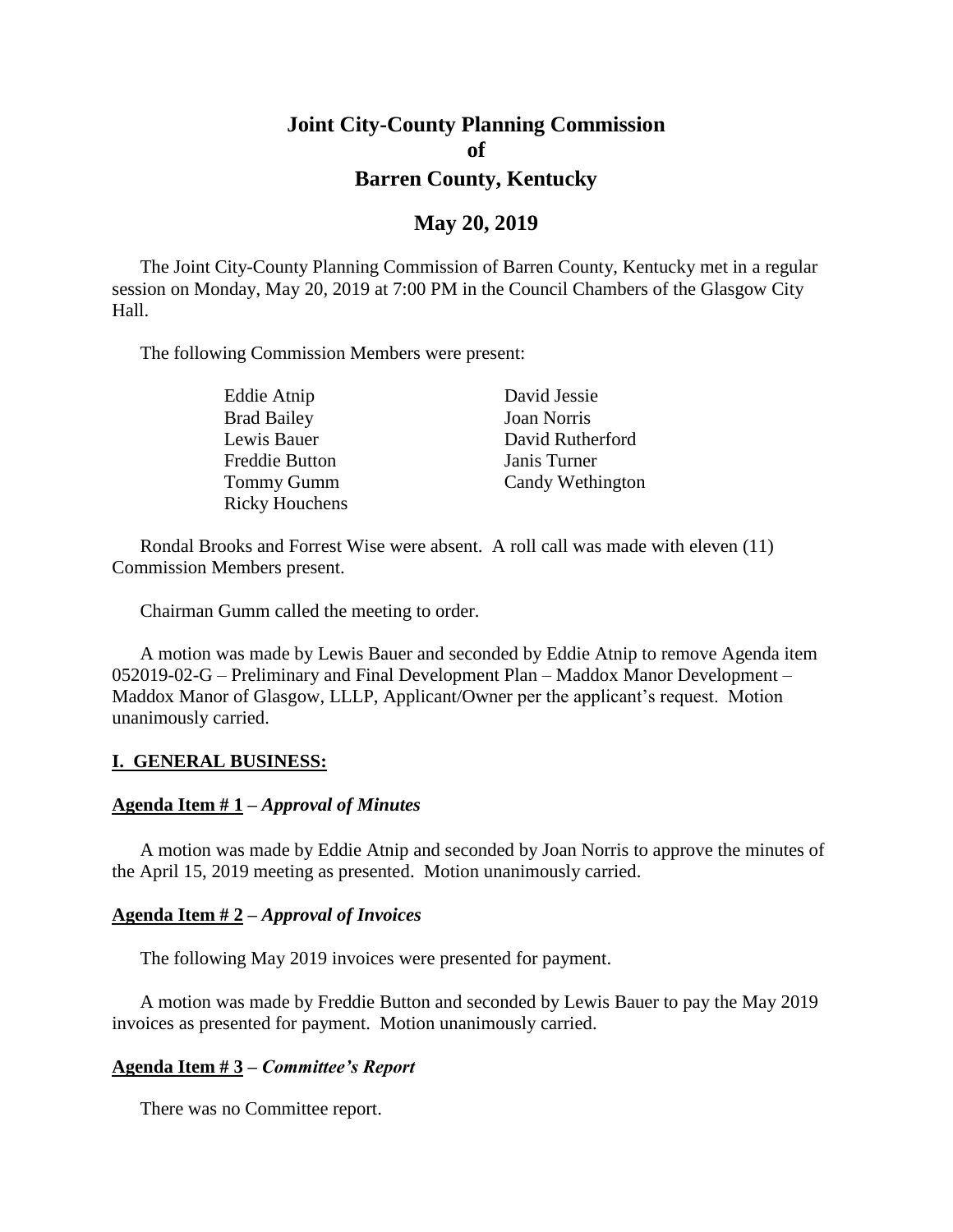# Joint City-County Planning Commission
# of
# Barren County, Kentucky

## May 20, 2019

The Joint City-County Planning Commission of Barren County, Kentucky met in a regular session on Monday, May 20, 2019 at 7:00 PM in the Council Chambers of the Glasgow City Hall.

The following Commission Members were present:

| | |
|---|---|
| Eddie Atnip | David Jessie |
| Brad Bailey | Joan Norris |
| Lewis Bauer | David Rutherford |
| Freddie Button | Janis Turner |
| Tommy Gumm | Candy Wethington |
| Ricky Houchens | |

Rondal Brooks and Forrest Wise were absent. A roll call was made with eleven (11) Commission Members present.

Chairman Gumm called the meeting to order.

A motion was made by Lewis Bauer and seconded by Eddie Atnip to remove Agenda item 052019-02-G – Preliminary and Final Development Plan – Maddox Manor Development – Maddox Manor of Glasgow, LLLP, Applicant/Owner per the applicant's request. Motion unanimously carried.

### I. GENERAL BUSINESS:

**Agenda Item # 1** – ***Approval of Minutes***

A motion was made by Eddie Atnip and seconded by Joan Norris to approve the minutes of the April 15, 2019 meeting as presented. Motion unanimously carried.

**Agenda Item # 2** – ***Approval of Invoices***

The following May 2019 invoices were presented for payment.

A motion was made by Freddie Button and seconded by Lewis Bauer to pay the May 2019 invoices as presented for payment. Motion unanimously carried.

**Agenda Item # 3** – ***Committee's Report***

There was no Committee report.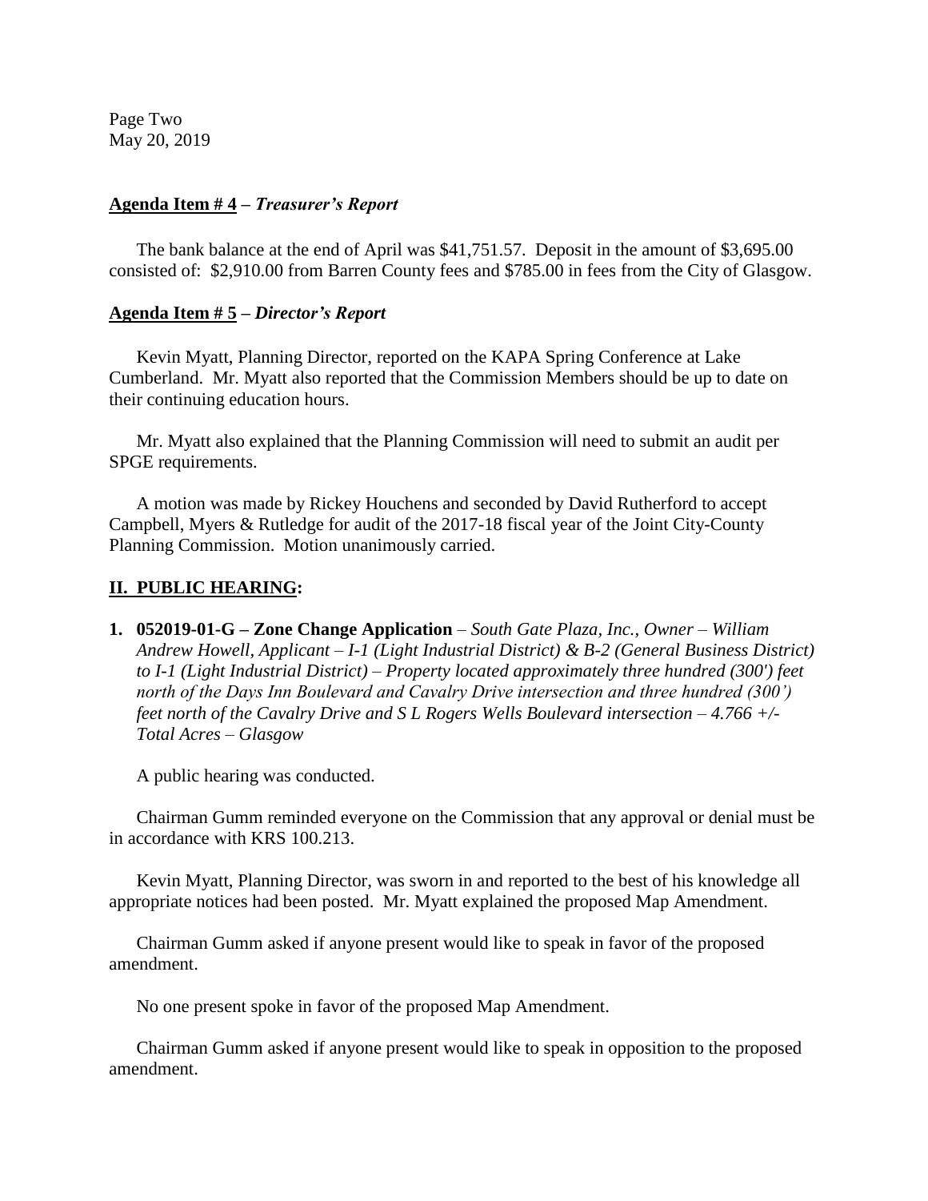Page Two
May 20, 2019

**Agenda Item # 4 –** ***Treasurer's Report***

The bank balance at the end of April was $41,751.57. Deposit in the amount of $3,695.00 consisted of: $2,910.00 from Barren County fees and $785.00 in fees from the City of Glasgow.

**Agenda Item # 5 –** ***Director's Report***

Kevin Myatt, Planning Director, reported on the KAPA Spring Conference at Lake Cumberland. Mr. Myatt also reported that the Commission Members should be up to date on their continuing education hours.

Mr. Myatt also explained that the Planning Commission will need to submit an audit per SPGE requirements.

A motion was made by Rickey Houchens and seconded by David Rutherford to accept Campbell, Myers & Rutledge for audit of the 2017-18 fiscal year of the Joint City-County Planning Commission. Motion unanimously carried.

## II. PUBLIC HEARING:

1. **052019-01-G – Zone Change Application** – *South Gate Plaza, Inc., Owner – William Andrew Howell, Applicant – I-1 (Light Industrial District) & B-2 (General Business District) to I-1 (Light Industrial District) – Property located approximately three hundred (300') feet north of the Days Inn Boulevard and Cavalry Drive intersection and three hundred (300') feet north of the Cavalry Drive and S L Rogers Wells Boulevard intersection – 4.766 +/- Total Acres – Glasgow*

   A public hearing was conducted.

   Chairman Gumm reminded everyone on the Commission that any approval or denial must be in accordance with KRS 100.213.

   Kevin Myatt, Planning Director, was sworn in and reported to the best of his knowledge all appropriate notices had been posted. Mr. Myatt explained the proposed Map Amendment.

   Chairman Gumm asked if anyone present would like to speak in favor of the proposed amendment.

   No one present spoke in favor of the proposed Map Amendment.

   Chairman Gumm asked if anyone present would like to speak in opposition to the proposed amendment.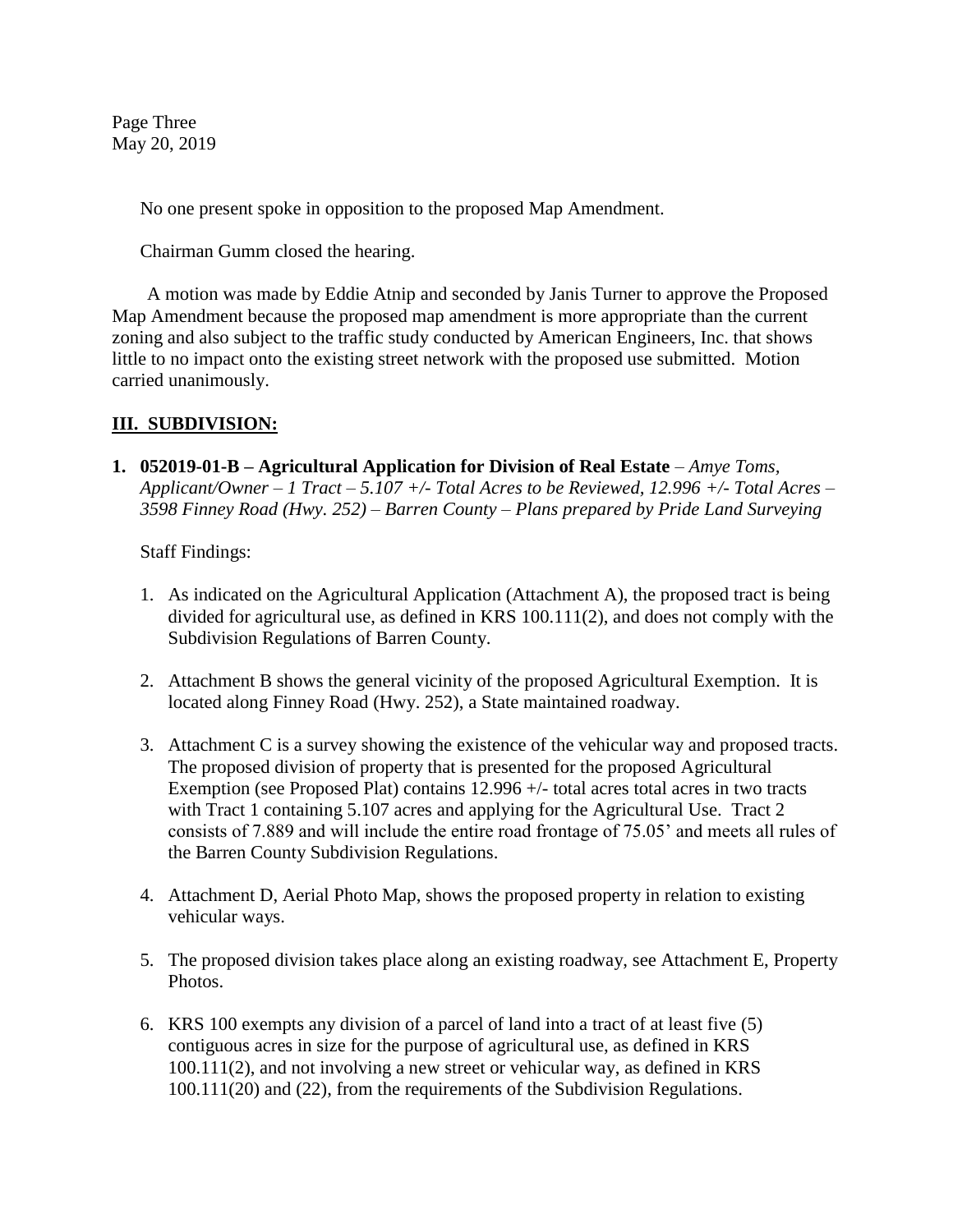No one present spoke in opposition to the proposed Map Amendment.

Chairman Gumm closed the hearing.

A motion was made by Eddie Atnip and seconded by Janis Turner to approve the Proposed Map Amendment because the proposed map amendment is more appropriate than the current zoning and also subject to the traffic study conducted by American Engineers, Inc. that shows little to no impact onto the existing street network with the proposed use submitted. Motion carried unanimously.

## III. SUBDIVISION:

1. **052019-01-B – Agricultural Application for Division of Real Estate** – *Amye Toms, Applicant/Owner – 1 Tract – 5.107 +/- Total Acres to be Reviewed, 12.996 +/- Total Acres – 3598 Finney Road (Hwy. 252) – Barren County – Plans prepared by Pride Land Surveying*

   Staff Findings:

   1. As indicated on the Agricultural Application (Attachment A), the proposed tract is being divided for agricultural use, as defined in KRS 100.111(2), and does not comply with the Subdivision Regulations of Barren County.

   2. Attachment B shows the general vicinity of the proposed Agricultural Exemption. It is located along Finney Road (Hwy. 252), a State maintained roadway.

   3. Attachment C is a survey showing the existence of the vehicular way and proposed tracts. The proposed division of property that is presented for the proposed Agricultural Exemption (see Proposed Plat) contains 12.996 +/- total acres total acres in two tracts with Tract 1 containing 5.107 acres and applying for the Agricultural Use. Tract 2 consists of 7.889 and will include the entire road frontage of 75.05' and meets all rules of the Barren County Subdivision Regulations.

   4. Attachment D, Aerial Photo Map, shows the proposed property in relation to existing vehicular ways.

   5. The proposed division takes place along an existing roadway, see Attachment E, Property Photos.

   6. KRS 100 exempts any division of a parcel of land into a tract of at least five (5) contiguous acres in size for the purpose of agricultural use, as defined in KRS 100.111(2), and not involving a new street or vehicular way, as defined in KRS 100.111(20) and (22), from the requirements of the Subdivision Regulations.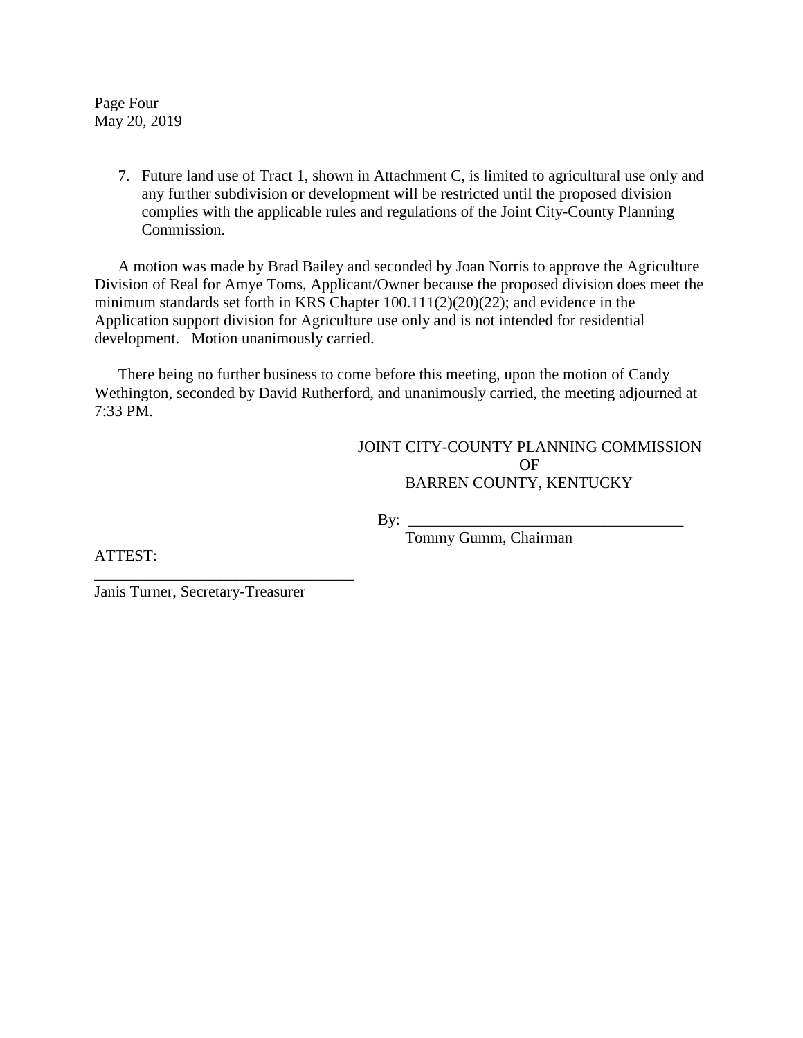Page Four
May 20, 2019

7. Future land use of Tract 1, shown in Attachment C, is limited to agricultural use only and any further subdivision or development will be restricted until the proposed division complies with the applicable rules and regulations of the Joint City-County Planning Commission.

A motion was made by Brad Bailey and seconded by Joan Norris to approve the Agriculture Division of Real for Amye Toms, Applicant/Owner because the proposed division does meet the minimum standards set forth in KRS Chapter 100.111(2)(20)(22); and evidence in the Application support division for Agriculture use only and is not intended for residential development. Motion unanimously carried.

There being no further business to come before this meeting, upon the motion of Candy Wethington, seconded by David Rutherford, and unanimously carried, the meeting adjourned at 7:33 PM.

JOINT CITY-COUNTY PLANNING COMMISSION
OF
BARREN COUNTY, KENTUCKY

By: ___________________________________
Tommy Gumm, Chairman

ATTEST:

_________________________________
Janis Turner, Secretary-Treasurer